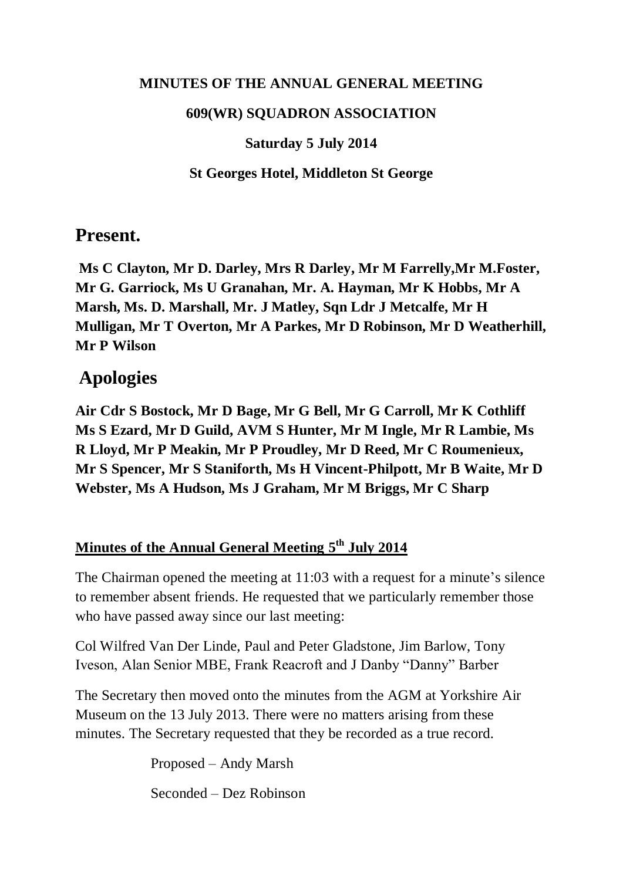**MINUTES OF THE ANNUAL GENERAL MEETING**

**609(WR) SQUADRON ASSOCIATION**

**Saturday 5 July 2014**

**St Georges Hotel, Middleton St George**

# Present.

**Ms C Clayton, Mr D. Darley, Mrs R Darley, Mr M Farrelly,Mr M.Foster, Mr G. Garriock, Ms U Granahan, Mr. A. Hayman, Mr K Hobbs, Mr A Marsh, Ms. D. Marshall, Mr. J Matley, Sqn Ldr J Metcalfe, Mr H Mulligan, Mr T Overton, Mr A Parkes, Mr D Robinson, Mr D Weatherhill, Mr P Wilson**

# Apologies

**Air Cdr S Bostock, Mr D Bage, Mr G Bell, Mr G Carroll, Mr K Cothliff Ms S Ezard, Mr D Guild, AVM S Hunter, Mr M Ingle, Mr R Lambie, Ms R Lloyd, Mr P Meakin, Mr P Proudley, Mr D Reed, Mr C Roumenieux, Mr S Spencer, Mr S Staniforth, Ms H Vincent-Philpott, Mr B Waite, Mr D Webster, Ms A Hudson, Ms J Graham, Mr M Briggs, Mr C Sharp**

## Minutes of the Annual General Meeting 5th July 2014

The Chairman opened the meeting at 11:03 with a request for a minute's silence to remember absent friends. He requested that we particularly remember those who have passed away since our last meeting:

Col Wilfred Van Der Linde, Paul and Peter Gladstone, Jim Barlow, Tony Iveson, Alan Senior MBE, Frank Reacroft and J Danby "Danny" Barber

The Secretary then moved onto the minutes from the AGM at Yorkshire Air Museum on the 13 July 2013. There were no matters arising from these minutes. The Secretary requested that they be recorded as a true record.

Proposed – Andy Marsh

Seconded – Dez Robinson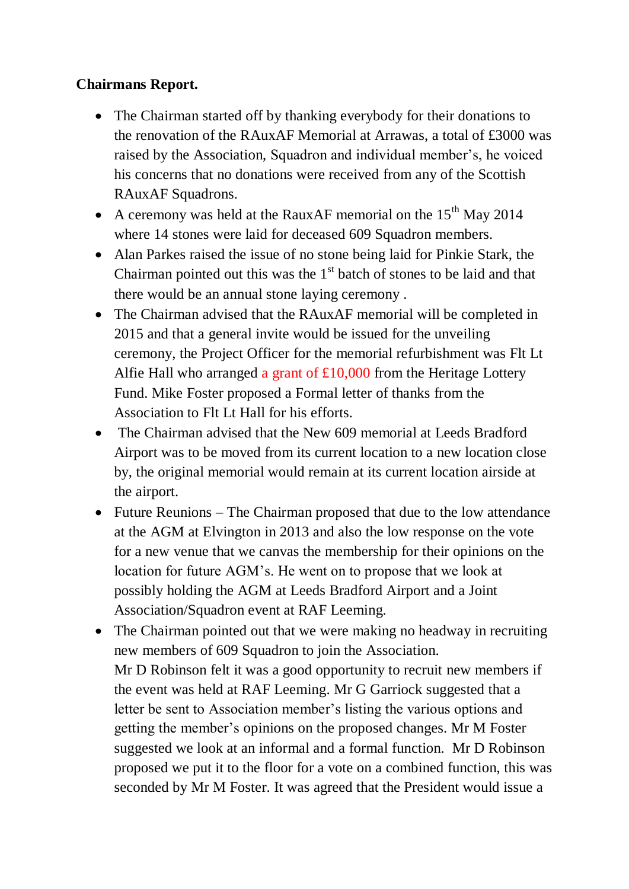**Chairmans Report.**

- The Chairman started off by thanking everybody for their donations to the renovation of the RAuxAF Memorial at Arrawas, a total of £3000 was raised by the Association, Squadron and individual member's, he voiced his concerns that no donations were received from any of the Scottish RAuxAF Squadrons.
- A ceremony was held at the RauxAF memorial on the 15th May 2014 where 14 stones were laid for deceased 609 Squadron members.
- Alan Parkes raised the issue of no stone being laid for Pinkie Stark, the Chairman pointed out this was the 1st batch of stones to be laid and that there would be an annual stone laying ceremony .
- The Chairman advised that the RAuxAF memorial will be completed in 2015 and that a general invite would be issued for the unveiling ceremony, the Project Officer for the memorial refurbishment was Flt Lt Alfie Hall who arranged a grant of £10,000 from the Heritage Lottery Fund. Mike Foster proposed a Formal letter of thanks from the Association to Flt Lt Hall for his efforts.
- The Chairman advised that the New 609 memorial at Leeds Bradford Airport was to be moved from its current location to a new location close by, the original memorial would remain at its current location airside at the airport.
- Future Reunions – The Chairman proposed that due to the low attendance at the AGM at Elvington in 2013 and also the low response on the vote for a new venue that we canvas the membership for their opinions on the location for future AGM's. He went on to propose that we look at possibly holding the AGM at Leeds Bradford Airport and a Joint Association/Squadron event at RAF Leeming.
- The Chairman pointed out that we were making no headway in recruiting new members of 609 Squadron to join the Association.
  Mr D Robinson felt it was a good opportunity to recruit new members if the event was held at RAF Leeming. Mr G Garriock suggested that a letter be sent to Association member's listing the various options and getting the member's opinions on the proposed changes. Mr M Foster suggested we look at an informal and a formal function. Mr D Robinson proposed we put it to the floor for a vote on a combined function, this was seconded by Mr M Foster. It was agreed that the President would issue a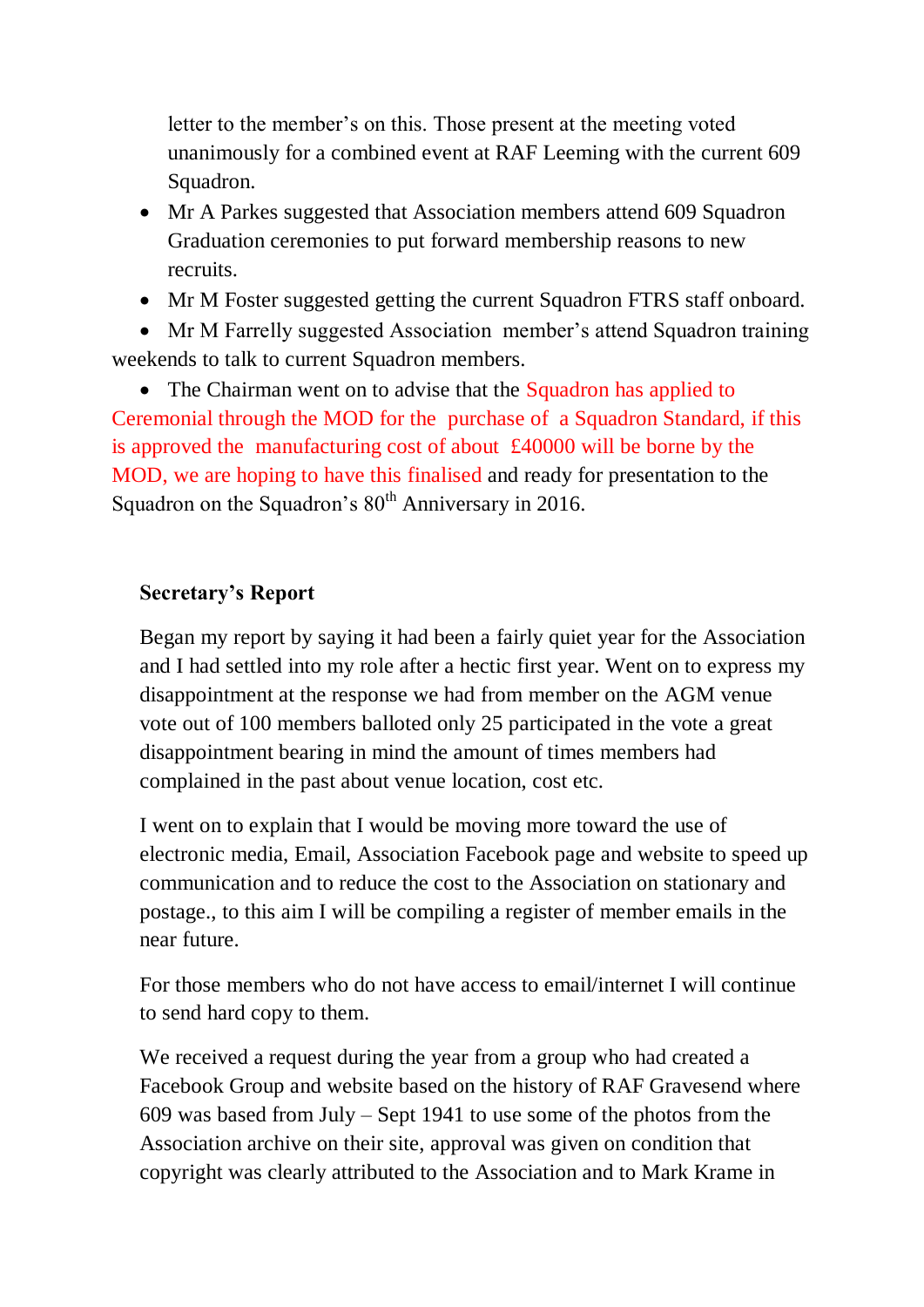letter to the member's on this. Those present at the meeting voted unanimously for a combined event at RAF Leeming with the current 609 Squadron.

- Mr A Parkes suggested that Association members attend 609 Squadron Graduation ceremonies to put forward membership reasons to new recruits.
- Mr M Foster suggested getting the current Squadron FTRS staff onboard.
- Mr M Farrelly suggested Association member's attend Squadron training weekends to talk to current Squadron members.
- The Chairman went on to advise that the Squadron has applied to Ceremonial through the MOD for the purchase of a Squadron Standard, if this is approved the manufacturing cost of about £40000 will be borne by the MOD, we are hoping to have this finalised and ready for presentation to the Squadron on the Squadron's 80th Anniversary in 2016.

**Secretary's Report**

Began my report by saying it had been a fairly quiet year for the Association and I had settled into my role after a hectic first year. Went on to express my disappointment at the response we had from member on the AGM venue vote out of 100 members balloted only 25 participated in the vote a great disappointment bearing in mind the amount of times members had complained in the past about venue location, cost etc.

I went on to explain that I would be moving more toward the use of electronic media, Email, Association Facebook page and website to speed up communication and to reduce the cost to the Association on stationary and postage., to this aim I will be compiling a register of member emails in the near future.

For those members who do not have access to email/internet I will continue to send hard copy to them.

We received a request during the year from a group who had created a Facebook Group and website based on the history of RAF Gravesend where 609 was based from July – Sept 1941 to use some of the photos from the Association archive on their site, approval was given on condition that copyright was clearly attributed to the Association and to Mark Krame in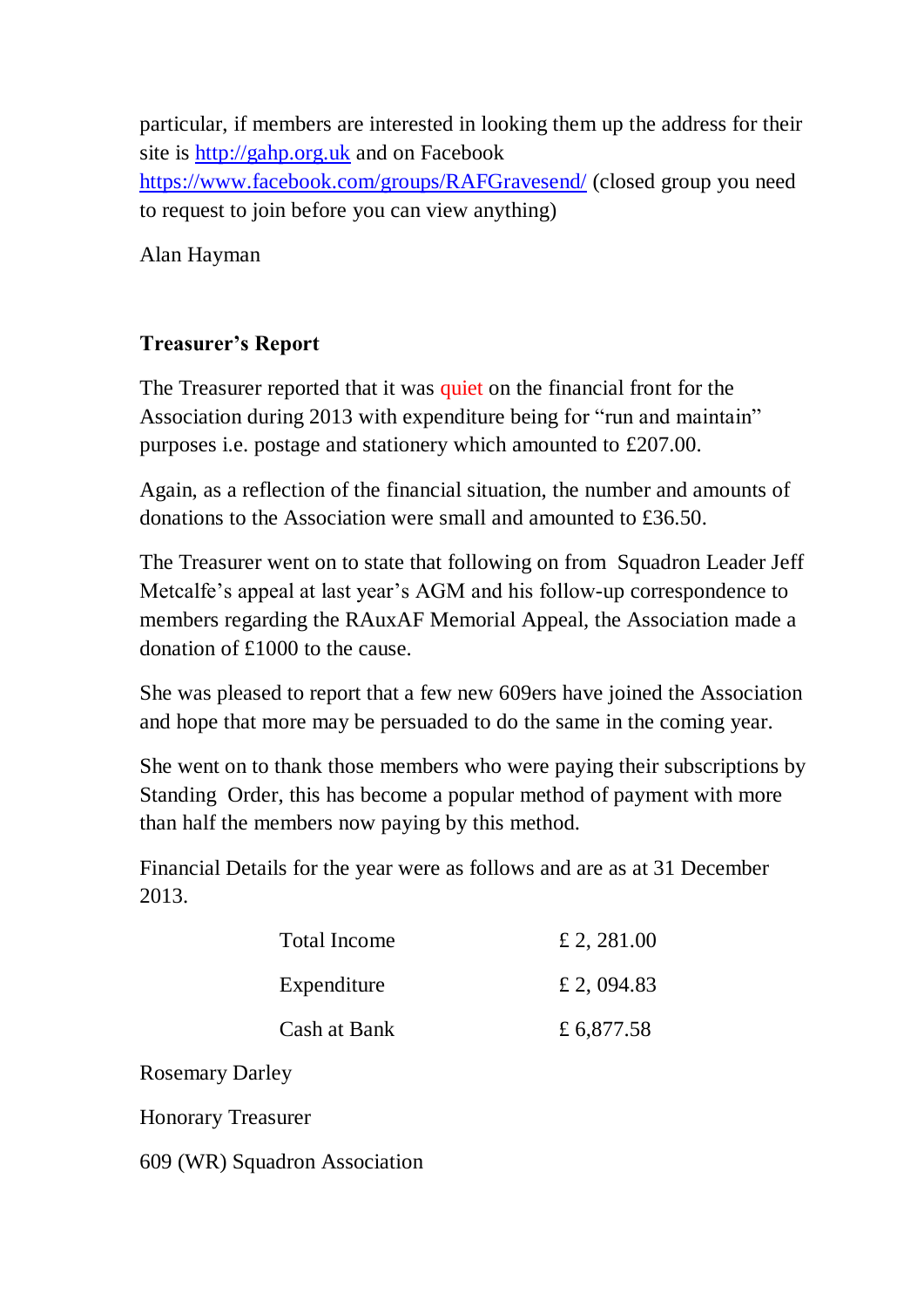particular, if members are interested in looking them up the address for their site is [http://gahp.org.uk](http://gahp.org.uk) and on Facebook [https://www.facebook.com/groups/RAFGravesend/](https://www.facebook.com/groups/RAFGravesend/) (closed group you need to request to join before you can view anything)

Alan Hayman

**Treasurer's Report**

The Treasurer reported that it was quiet on the financial front for the Association during 2013 with expenditure being for "run and maintain" purposes i.e. postage and stationery which amounted to £207.00.

Again, as a reflection of the financial situation, the number and amounts of donations to the Association were small and amounted to £36.50.

The Treasurer went on to state that following on from Squadron Leader Jeff Metcalfe's appeal at last year's AGM and his follow-up correspondence to members regarding the RAuxAF Memorial Appeal, the Association made a donation of £1000 to the cause.

She was pleased to report that a few new 609ers have joined the Association and hope that more may be persuaded to do the same in the coming year.

She went on to thank those members who were paying their subscriptions by Standing Order, this has become a popular method of payment with more than half the members now paying by this method.

Financial Details for the year were as follows and are as at 31 December 2013.

| | |
|---|---|
| Total Income | £ 2, 281.00 |
| Expenditure | £ 2, 094.83 |
| Cash at Bank | £ 6,877.58 |

Rosemary Darley

Honorary Treasurer

609 (WR) Squadron Association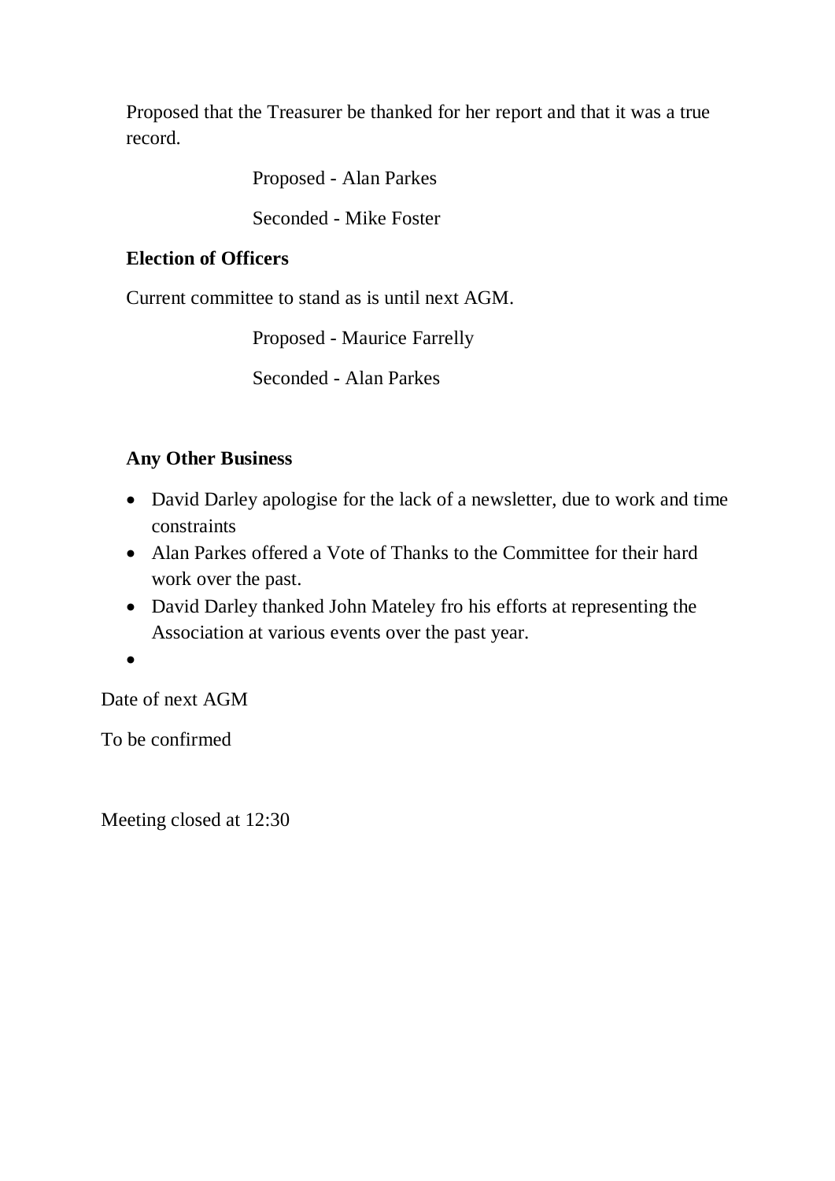Proposed that the Treasurer be thanked for her report and that it was a true record.

Proposed - Alan Parkes

Seconded - Mike Foster

**Election of Officers**

Current committee to stand as is until next AGM.

Proposed - Maurice Farrelly

Seconded - Alan Parkes

**Any Other Business**

- David Darley apologise for the lack of a newsletter, due to work and time constraints
- Alan Parkes offered a Vote of Thanks to the Committee for their hard work over the past.
- David Darley thanked John Mateley fro his efforts at representing the Association at various events over the past year.
-

Date of next AGM

To be confirmed

Meeting closed at 12:30